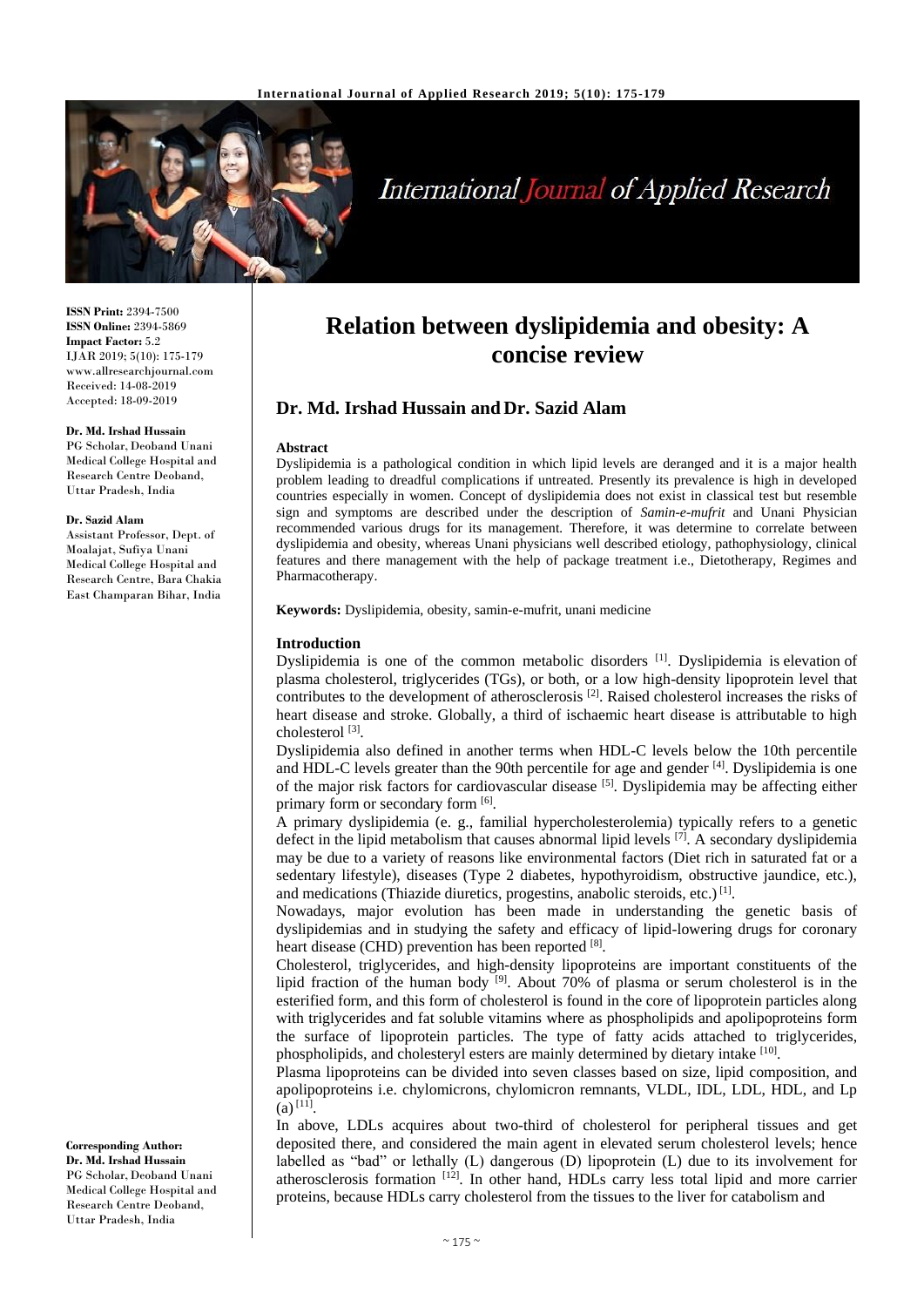# Relation between dyslipidemia and obesity: A concise review

**Dr. Md. Irshad Hussain and Dr. Sazid Alam**

ISSN Print: 2394-7500
ISSN Online: 2394-5869
Impact Factor: 5.2
IJAR 2019; 5(10): 175-179
www.allresearchjournal.com
Received: 14-08-2019
Accepted: 18-09-2019

**Dr. Md. Irshad Hussain**
PG Scholar, Deoband Unani Medical College Hospital and Research Centre Deoband, Uttar Pradesh, India

**Dr. Sazid Alam**
Assistant Professor, Dept. of Moalajat, Sufiya Unani Medical College Hospital and Research Centre, Bara Chakia East Champaran Bihar, India

**Corresponding Author:**
**Dr. Md. Irshad Hussain**
PG Scholar, Deoband Unani Medical College Hospital and Research Centre Deoband, Uttar Pradesh, India

### Abstract

Dyslipidemia is a pathological condition in which lipid levels are deranged and it is a major health problem leading to dreadful complications if untreated. Presently its prevalence is high in developed countries especially in women. Concept of dyslipidemia does not exist in classical test but resemble sign and symptoms are described under the description of *Samin-e-mufrit* and Unani Physician recommended various drugs for its management. Therefore, it was determine to correlate between dyslipidemia and obesity, whereas Unani physicians well described etiology, pathophysiology, clinical features and there management with the help of package treatment i.e., Dietotherapy, Regimes and Pharmacotherapy.

**Keywords:** Dyslipidemia, obesity, samin-e-mufrit, unani medicine

### Introduction

Dyslipidemia is one of the common metabolic disorders [1]. Dyslipidemia is elevation of plasma cholesterol, triglycerides (TGs), or both, or a low high-density lipoprotein level that contributes to the development of atherosclerosis [2]. Raised cholesterol increases the risks of heart disease and stroke. Globally, a third of ischaemic heart disease is attributable to high cholesterol [3].

Dyslipidemia also defined in another terms when HDL-C levels below the 10th percentile and HDL-C levels greater than the 90th percentile for age and gender [4]. Dyslipidemia is one of the major risk factors for cardiovascular disease [5]. Dyslipidemia may be affecting either primary form or secondary form [6].

A primary dyslipidemia (e. g., familial hypercholesterolemia) typically refers to a genetic defect in the lipid metabolism that causes abnormal lipid levels [7]. A secondary dyslipidemia may be due to a variety of reasons like environmental factors (Diet rich in saturated fat or a sedentary lifestyle), diseases (Type 2 diabetes, hypothyroidism, obstructive jaundice, etc.), and medications (Thiazide diuretics, progestins, anabolic steroids, etc.) [1].

Nowadays, major evolution has been made in understanding the genetic basis of dyslipidemias and in studying the safety and efficacy of lipid-lowering drugs for coronary heart disease (CHD) prevention has been reported [8].

Cholesterol, triglycerides, and high-density lipoproteins are important constituents of the lipid fraction of the human body [9]. About 70% of plasma or serum cholesterol is in the esterified form, and this form of cholesterol is found in the core of lipoprotein particles along with triglycerides and fat soluble vitamins where as phospholipids and apolipoproteins form the surface of lipoprotein particles. The type of fatty acids attached to triglycerides, phospholipids, and cholesteryl esters are mainly determined by dietary intake [10].

Plasma lipoproteins can be divided into seven classes based on size, lipid composition, and apolipoproteins i.e. chylomicrons, chylomicron remnants, VLDL, IDL, LDL, HDL, and Lp (a) [11].

In above, LDLs acquires about two-third of cholesterol for peripheral tissues and get deposited there, and considered the main agent in elevated serum cholesterol levels; hence labelled as "bad" or lethally (L) dangerous (D) lipoprotein (L) due to its involvement for atherosclerosis formation [12]. In other hand, HDLs carry less total lipid and more carrier proteins, because HDLs carry cholesterol from the tissues to the liver for catabolism and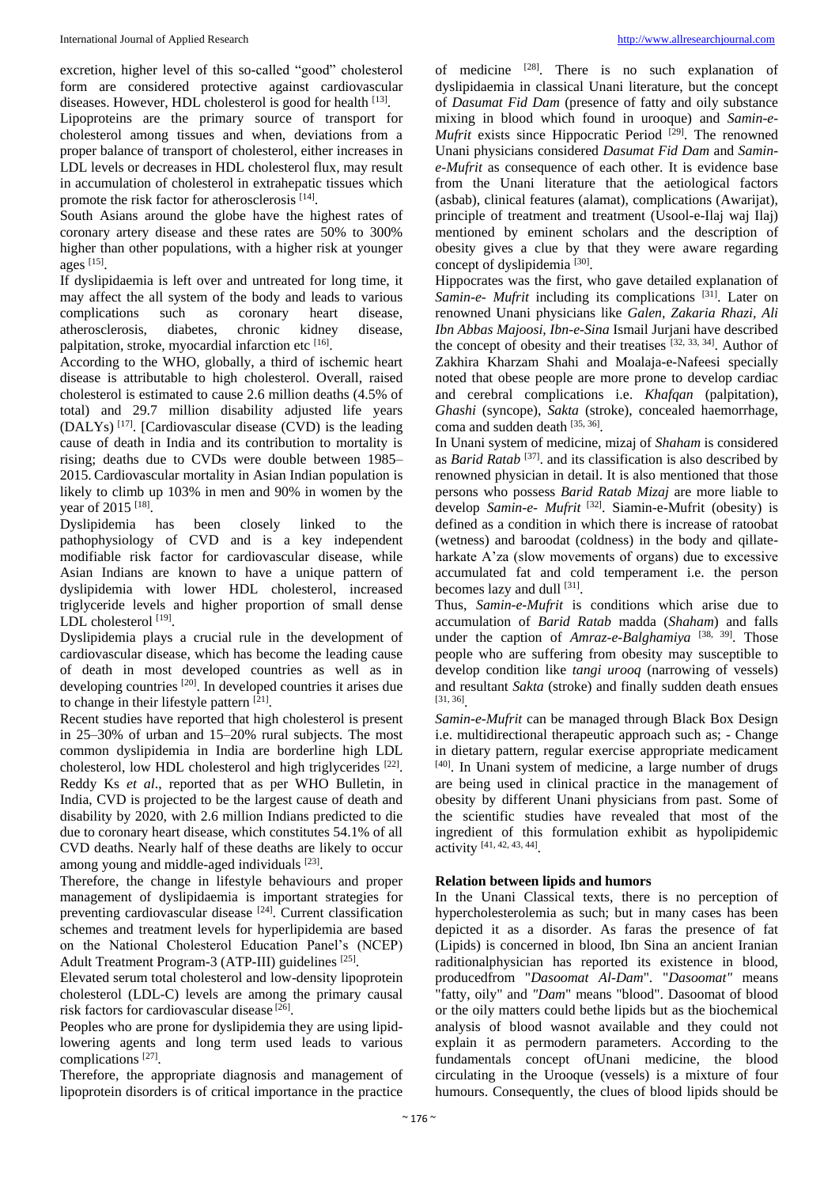excretion, higher level of this so-called "good" cholesterol form are considered protective against cardiovascular diseases. However, HDL cholesterol is good for health [13].

Lipoproteins are the primary source of transport for cholesterol among tissues and when, deviations from a proper balance of transport of cholesterol, either increases in LDL levels or decreases in HDL cholesterol flux, may result in accumulation of cholesterol in extrahepatic tissues which promote the risk factor for atherosclerosis [14].

South Asians around the globe have the highest rates of coronary artery disease and these rates are 50% to 300% higher than other populations, with a higher risk at younger ages [15].

If dyslipidaemia is left over and untreated for long time, it may affect the all system of the body and leads to various complications such as coronary heart disease, atherosclerosis, diabetes, chronic kidney disease, palpitation, stroke, myocardial infarction etc [16].

According to the WHO, globally, a third of ischemic heart disease is attributable to high cholesterol. Overall, raised cholesterol is estimated to cause 2.6 million deaths (4.5% of total) and 29.7 million disability adjusted life years (DALYs) [17]. [Cardiovascular disease (CVD) is the leading cause of death in India and its contribution to mortality is rising; deaths due to CVDs were double between 1985–2015. Cardiovascular mortality in Asian Indian population is likely to climb up 103% in men and 90% in women by the year of 2015 [18].

Dyslipidemia has been closely linked to the pathophysiology of CVD and is a key independent modifiable risk factor for cardiovascular disease, while Asian Indians are known to have a unique pattern of dyslipidemia with lower HDL cholesterol, increased triglyceride levels and higher proportion of small dense LDL cholesterol [19].

Dyslipidemia plays a crucial rule in the development of cardiovascular disease, which has become the leading cause of death in most developed countries as well as in developing countries [20]. In developed countries it arises due to change in their lifestyle pattern [21].

Recent studies have reported that high cholesterol is present in 25–30% of urban and 15–20% rural subjects. The most common dyslipidemia in India are borderline high LDL cholesterol, low HDL cholesterol and high triglycerides [22]. Reddy Ks *et al*., reported that as per WHO Bulletin, in India, CVD is projected to be the largest cause of death and disability by 2020, with 2.6 million Indians predicted to die due to coronary heart disease, which constitutes 54.1% of all CVD deaths. Nearly half of these deaths are likely to occur among young and middle-aged individuals [23].

Therefore, the change in lifestyle behaviours and proper management of dyslipidaemia is important strategies for preventing cardiovascular disease [24]. Current classification schemes and treatment levels for hyperlipidemia are based on the National Cholesterol Education Panel's (NCEP) Adult Treatment Program-3 (ATP-III) guidelines [25].

Elevated serum total cholesterol and low-density lipoprotein cholesterol (LDL-C) levels are among the primary causal risk factors for cardiovascular disease [26].

Peoples who are prone for dyslipidemia they are using lipid-lowering agents and long term used leads to various complications [27].

Therefore, the appropriate diagnosis and management of lipoprotein disorders is of critical importance in the practice of medicine [28]. There is no such explanation of dyslipidaemia in classical Unani literature, but the concept of *Dasumat Fid Dam* (presence of fatty and oily substance mixing in blood which found in urooque) and *Samin-e-Mufrit* exists since Hippocratic Period [29]. The renowned Unani physicians considered *Dasumat Fid Dam* and *Samin-e-Mufrit* as consequence of each other. It is evidence base from the Unani literature that the aetiological factors (asbab), clinical features (alamat), complications (Awarijat), principle of treatment and treatment (Usool-e-Ilaj waj Ilaj) mentioned by eminent scholars and the description of obesity gives a clue by that they were aware regarding concept of dyslipidemia [30].

Hippocrates was the first, who gave detailed explanation of *Samin-e- Mufrit* including its complications [31]. Later on renowned Unani physicians like *Galen, Zakaria Rhazi, Ali Ibn Abbas Majoosi, Ibn-e-Sina* Ismail Jurjani have described the concept of obesity and their treatises [32, 33, 34]. Author of Zakhira Kharzam Shahi and Moalaja-e-Nafeesi specially noted that obese people are more prone to develop cardiac and cerebral complications i.e. *Khafqan* (palpitation), *Ghashi* (syncope), *Sakta* (stroke), concealed haemorrhage, coma and sudden death [35, 36].

In Unani system of medicine, mizaj of *Shaham* is considered as *Barid Ratab* [37]. and its classification is also described by renowned physician in detail. It is also mentioned that those persons who possess *Barid Ratab Mizaj* are more liable to develop *Samin-e- Mufrit* [32]. Siamin-e-Mufrit (obesity) is defined as a condition in which there is increase of ratoobat (wetness) and baroodat (coldness) in the body and qillate-harkate A'za (slow movements of organs) due to excessive accumulated fat and cold temperament i.e. the person becomes lazy and dull [31].

Thus, *Samin-e-Mufrit* is conditions which arise due to accumulation of *Barid Ratab* madda (*Shaham*) and falls under the caption of *Amraz-e-Balghamiya* [38, 39]. Those people who are suffering from obesity may susceptible to develop condition like *tangi urooq* (narrowing of vessels) and resultant *Sakta* (stroke) and finally sudden death ensues [31, 36].

*Samin-e-Mufrit* can be managed through Black Box Design i.e. multidirectional therapeutic approach such as; - Change in dietary pattern, regular exercise appropriate medicament [40]. In Unani system of medicine, a large number of drugs are being used in clinical practice in the management of obesity by different Unani physicians from past. Some of the scientific studies have revealed that most of the ingredient of this formulation exhibit as hypolipidemic activity [41, 42, 43, 44].

### Relation between lipids and humors

In the Unani Classical texts, there is no perception of hypercholesterolemia as such; but in many cases has been depicted it as a disorder. As faras the presence of fat (Lipids) is concerned in blood, Ibn Sina an ancient Iranian raditionalphysician has reported its existence in blood, producedfrom "*Dasoomat Al-Dam*". "*Dasoomat"* means "fatty, oily" and *"Dam*" means "blood". Dasoomat of blood or the oily matters could bethe lipids but as the biochemical analysis of blood wasnot available and they could not explain it as permodern parameters. According to the fundamentals concept ofUnani medicine, the blood circulating in the Urooque (vessels) is a mixture of four humours. Consequently, the clues of blood lipids should be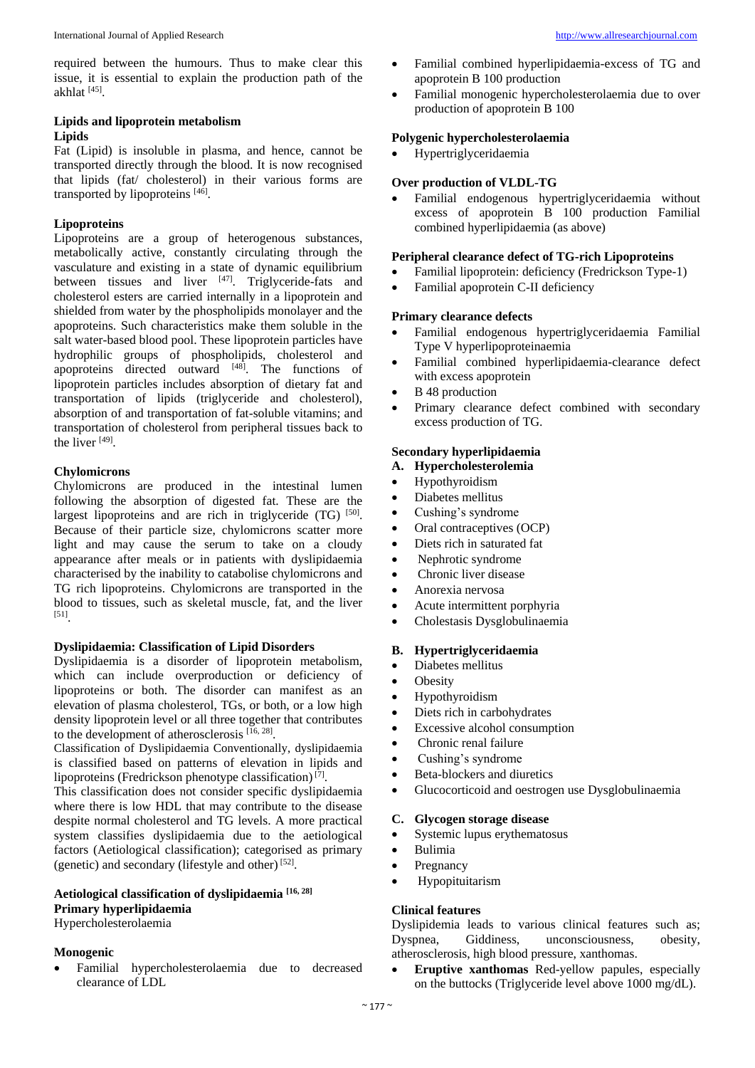required between the humours. Thus to make clear this issue, it is essential to explain the production path of the akhlat [45].

## Lipids and lipoprotein metabolism

### Lipids

Fat (Lipid) is insoluble in plasma, and hence, cannot be transported directly through the blood. It is now recognised that lipids (fat/ cholesterol) in their various forms are transported by lipoproteins [46].

### Lipoproteins

Lipoproteins are a group of heterogenous substances, metabolically active, constantly circulating through the vasculature and existing in a state of dynamic equilibrium between tissues and liver [47]. Triglyceride-fats and cholesterol esters are carried internally in a lipoprotein and shielded from water by the phospholipids monolayer and the apoproteins. Such characteristics make them soluble in the salt water-based blood pool. These lipoprotein particles have hydrophilic groups of phospholipids, cholesterol and apoproteins directed outward [48]. The functions of lipoprotein particles includes absorption of dietary fat and transportation of lipids (triglyceride and cholesterol), absorption of and transportation of fat-soluble vitamins; and transportation of cholesterol from peripheral tissues back to the liver [49].

### Chylomicrons

Chylomicrons are produced in the intestinal lumen following the absorption of digested fat. These are the largest lipoproteins and are rich in triglyceride (TG) [50]. Because of their particle size, chylomicrons scatter more light and may cause the serum to take on a cloudy appearance after meals or in patients with dyslipidaemia characterised by the inability to catabolise chylomicrons and TG rich lipoproteins. Chylomicrons are transported in the blood to tissues, such as skeletal muscle, fat, and the liver [51].

### Dyslipidaemia: Classification of Lipid Disorders

Dyslipidaemia is a disorder of lipoprotein metabolism, which can include overproduction or deficiency of lipoproteins or both. The disorder can manifest as an elevation of plasma cholesterol, TGs, or both, or a low high density lipoprotein level or all three together that contributes to the development of atherosclerosis [16, 28].

Classification of Dyslipidaemia Conventionally, dyslipidaemia is classified based on patterns of elevation in lipids and lipoproteins (Fredrickson phenotype classification) [7].

This classification does not consider specific dyslipidaemia where there is low HDL that may contribute to the disease despite normal cholesterol and TG levels. A more practical system classifies dyslipidaemia due to the aetiological factors (Aetiological classification); categorised as primary (genetic) and secondary (lifestyle and other) [52].

### Aetiological classification of dyslipidaemia [16, 28]

**Primary hyperlipidaemia**

Hypercholesterolaemia

**Monogenic**

- Familial hypercholesterolaemia due to decreased clearance of LDL
- Familial combined hyperlipidaemia-excess of TG and apoprotein B 100 production
- Familial monogenic hypercholesterolaemia due to over production of apoprotein B 100

**Polygenic hypercholesterolaemia**

- Hypertriglyceridaemia

**Over production of VLDL-TG**

- Familial endogenous hypertriglyceridaemia without excess of apoprotein B 100 production Familial combined hyperlipidaemia (as above)

**Peripheral clearance defect of TG-rich Lipoproteins**

- Familial lipoprotein: deficiency (Fredrickson Type-1)
- Familial apoprotein C-II deficiency

**Primary clearance defects**

- Familial endogenous hypertriglyceridaemia Familial Type V hyperlipoproteinaemia
- Familial combined hyperlipidaemia-clearance defect with excess apoprotein
- B 48 production
- Primary clearance defect combined with secondary excess production of TG.

**Secondary hyperlipidaemia**

**A. Hypercholesterolemia**

- Hypothyroidism
- Diabetes mellitus
- Cushing's syndrome
- Oral contraceptives (OCP)
- Diets rich in saturated fat
- Nephrotic syndrome
- Chronic liver disease
- Anorexia nervosa
- Acute intermittent porphyria
- Cholestasis Dysglobulinaemia

**B. Hypertriglyceridaemia**

- Diabetes mellitus
- Obesity
- Hypothyroidism
- Diets rich in carbohydrates
- Excessive alcohol consumption
- Chronic renal failure
- Cushing's syndrome
- Beta-blockers and diuretics
- Glucocorticoid and oestrogen use Dysglobulinaemia

**C. Glycogen storage disease**

- Systemic lupus erythematosus
- Bulimia
- Pregnancy
- Hypopituitarism

### Clinical features

Dyslipidemia leads to various clinical features such as; Dyspnea, Giddiness, unconsciousness, obesity, atherosclerosis, high blood pressure, xanthomas.

- **Eruptive xanthomas** Red-yellow papules, especially on the buttocks (Triglyceride level above 1000 mg/dL).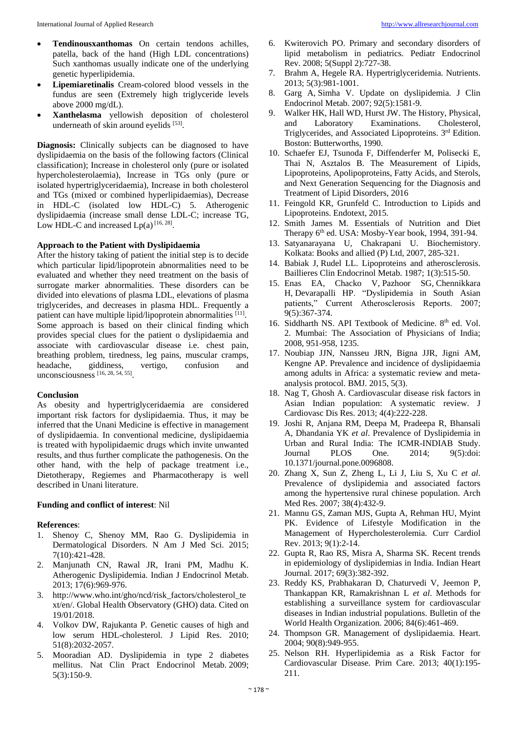- **Tendinousxanthomas** On certain tendons achilles, patella, back of the hand (High LDL concentrations) Such xanthomas usually indicate one of the underlying genetic hyperlipidemia.
- **Lipemiaretinalis** Cream-colored blood vessels in the fundus are seen (Extremely high triglyceride levels above 2000 mg/dL).
- **Xanthelasma** yellowish deposition of cholesterol underneath of skin around eyelids [53].

**Diagnosis:** Clinically subjects can be diagnosed to have dyslipidaemia on the basis of the following factors (Clinical classification); Increase in cholesterol only (pure or isolated hypercholesterolaemia), Increase in TGs only (pure or isolated hypertriglyceridaemia), Increase in both cholesterol and TGs (mixed or combined hyperlipidaemias), Decrease in HDL-C (isolated low HDL-C) 5. Atherogenic dyslipidaemia (increase small dense LDL-C; increase TG, Low HDL-C and increased Lp(a) [16, 28].

### Approach to the Patient with Dyslipidaemia

After the history taking of patient the initial step is to decide which particular lipid/lipoprotein abnormalities need to be evaluated and whether they need treatment on the basis of surrogate marker abnormalities. These disorders can be divided into elevations of plasma LDL, elevations of plasma triglycerides, and decreases in plasma HDL. Frequently a patient can have multiple lipid/lipoprotein abnormalities [11]. Some approach is based on their clinical finding which provides special clues for the patient o dyslipidaemia and associate with cardiovascular disease i.e. chest pain, breathing problem, tiredness, leg pains, muscular cramps, headache, giddiness, vertigo, confusion and unconsciousness [16, 28, 54, 55].

### Conclusion

As obesity and hypertriglyceridaemia are considered important risk factors for dyslipidaemia. Thus, it may be inferred that the Unani Medicine is effective in management of dyslipidaemia. In conventional medicine, dyslipidaemia is treated with hypolipidaemic drugs which invite unwanted results, and thus further complicate the pathogenesis. On the other hand, with the help of package treatment i.e., Dietotherapy, Regiemes and Pharmacotherapy is well described in Unani literature.

**Funding and conflict of interest**: Nil

### References:

1. Shenoy C, Shenoy MM, Rao G. Dyslipidemia in Dermatological Disorders. N Am J Med Sci. 2015; 7(10):421-428.
2. Manjunath CN, Rawal JR, Irani PM, Madhu K. Atherogenic Dyslipidemia. Indian J Endocrinol Metab. 2013; 17(6):969-976.
3. http://www.who.int/gho/ncd/risk_factors/cholesterol_text/en/. Global Health Observatory (GHO) data. Cited on 19/01/2018.
4. Volkov DW, Rajukanta P. Genetic causes of high and low serum HDL-cholesterol. J Lipid Res. 2010; 51(8):2032-2057.
5. Mooradian AD. Dyslipidemia in type 2 diabetes mellitus. Nat Clin Pract Endocrinol Metab. 2009; 5(3):150-9.
6. Kwiterovich PO. Primary and secondary disorders of lipid metabolism in pediatrics. Pediatr Endocrinol Rev. 2008; 5(Suppl 2):727-38.
7. Brahm A, Hegele RA. Hypertriglyceridemia. Nutrients. 2013; 5(3):981-1001.
8. Garg A, Simha V. Update on dyslipidemia. J Clin Endocrinol Metab. 2007; 92(5):1581-9.
9. Walker HK, Hall WD, Hurst JW. The History, Physical, and Laboratory Examinations. Cholesterol, Triglycerides, and Associated Lipoproteins. 3rd Edition. Boston: Butterworths, 1990.
10. Schaefer EJ, Tsunoda F, Diffenderfer M, Polisecki E, Thai N, Asztalos B. The Measurement of Lipids, Lipoproteins, Apolipoproteins, Fatty Acids, and Sterols, and Next Generation Sequencing for the Diagnosis and Treatment of Lipid Disorders, 2016
11. Feingold KR, Grunfeld C. Introduction to Lipids and Lipoproteins. Endotext, 2015.
12. Smith James M. Essentials of Nutrition and Diet Therapy 6th ed. USA: Mosby-Year book, 1994, 391-94.
13. Satyanarayana U, Chakrapani U. Biochemistory. Kolkata: Books and allied (P) Ltd, 2007, 285-321.
14. Babiak J, Rudel LL. Lipoproteins and atherosclerosis. Baillieres Clin Endocrinol Metab. 1987; 1(3):515-50.
15. Enas EA, Chacko V, Pazhoor SG, Chennikkara H, Devarapalli HP. "Dyslipidemia in South Asian patients," Current Atherosclerosis Reports. 2007; 9(5):367-374.
16. Siddharth NS. API Textbook of Medicine. 8th ed. Vol. 2. Mumbai: The Association of Physicians of India; 2008, 951-958, 1235.
17. Noubiap JJN, Nansseu JRN, Bigna JJR, Jigni AM, Kengne AP. Prevalence and incidence of dyslipidaemia among adults in Africa: a systematic review and meta-analysis protocol. BMJ. 2015, 5(3).
18. Nag T, Ghosh A. Cardiovascular disease risk factors in Asian Indian population: A systematic review. J Cardiovasc Dis Res. 2013; 4(4):222-228.
19. Joshi R, Anjana RM, Deepa M, Pradeepa R, Bhansali A, Dhandania YK *et al*. Prevalence of Dyslipidemia in Urban and Rural India: The ICMR-INDIAB Study. Journal PLOS One. 2014; 9(5):doi: 10.1371/journal.pone.0096808.
20. Zhang X, Sun Z, Zheng L, Li J, Liu S, Xu C *et al*. Prevalence of dyslipidemia and associated factors among the hypertensive rural chinese population. Arch Med Res. 2007; 38(4):432-9.
21. Mannu GS, Zaman MJS, Gupta A, Rehman HU, Myint PK. Evidence of Lifestyle Modification in the Management of Hypercholesterolemia. Curr Cardiol Rev. 2013; 9(1):2-14.
22. Gupta R, Rao RS, Misra A, Sharma SK. Recent trends in epidemiology of dyslipidemias in India. Indian Heart Journal. 2017; 69(3):382-392.
23. Reddy KS, Prabhakaran D, Chaturvedi V, Jeemon P, Thankappan KR, Ramakrishnan L *et al*. Methods for establishing a surveillance system for cardiovascular diseases in Indian industrial populations. Bulletin of the World Health Organization. 2006; 84(6):461-469.
24. Thompson GR. Management of dyslipidaemia. Heart. 2004; 90(8):949-955.
25. Nelson RH. Hyperlipidemia as a Risk Factor for Cardiovascular Disease. Prim Care. 2013; 40(1):195-211.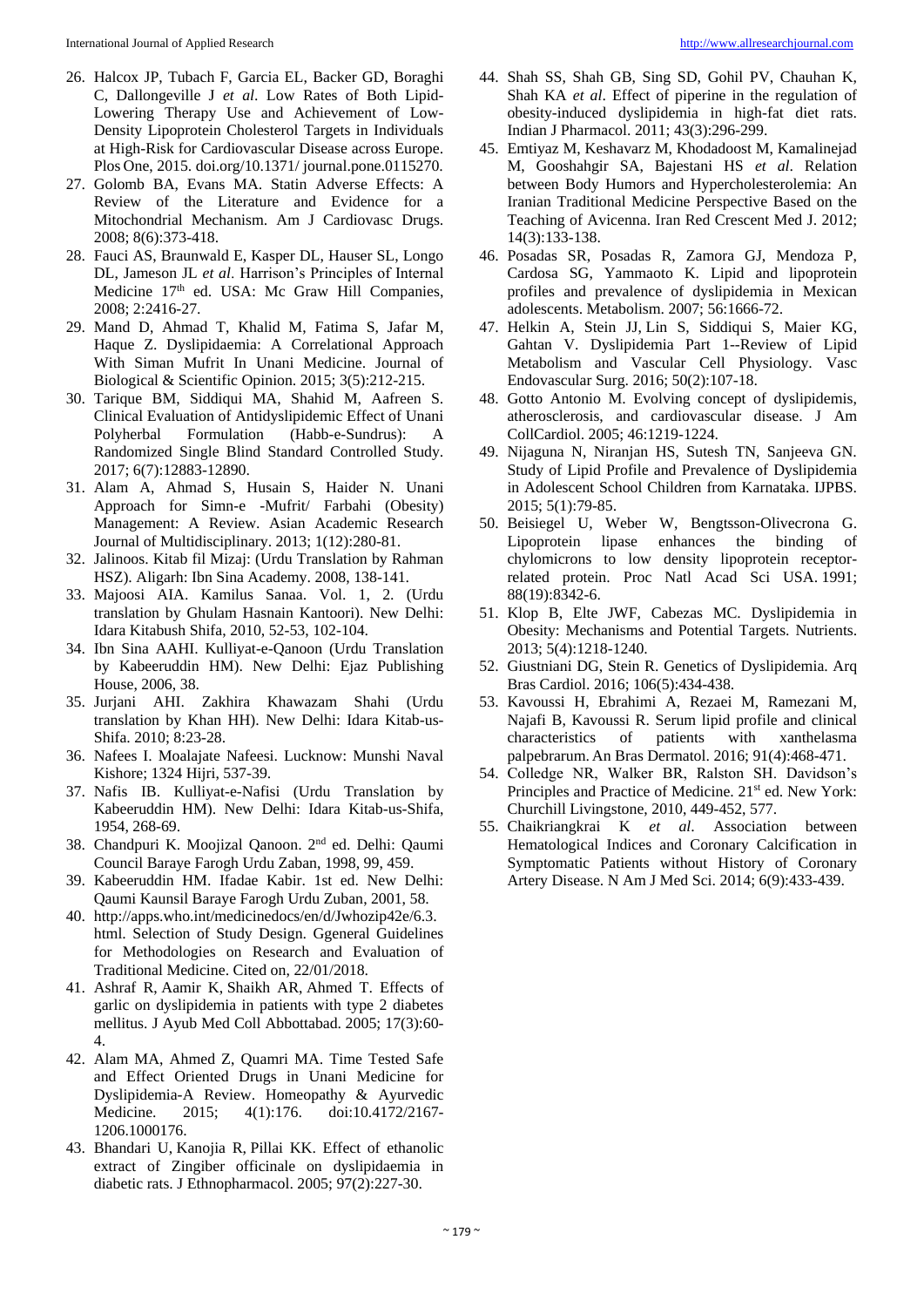26. Halcox JP, Tubach F, Garcia EL, Backer GD, Boraghi C, Dallongeville J *et al*. Low Rates of Both Lipid-Lowering Therapy Use and Achievement of Low-Density Lipoprotein Cholesterol Targets in Individuals at High-Risk for Cardiovascular Disease across Europe. Plos One, 2015. doi.org/10.1371/ journal.pone.0115270.
27. Golomb BA, Evans MA. Statin Adverse Effects: A Review of the Literature and Evidence for a Mitochondrial Mechanism. Am J Cardiovasc Drugs. 2008; 8(6):373-418.
28. Fauci AS, Braunwald E, Kasper DL, Hauser SL, Longo DL, Jameson JL *et al*. Harrison's Principles of Internal Medicine 17th ed. USA: Mc Graw Hill Companies, 2008; 2:2416-27.
29. Mand D, Ahmad T, Khalid M, Fatima S, Jafar M, Haque Z. Dyslipidaemia: A Correlational Approach With Siman Mufrit In Unani Medicine. Journal of Biological & Scientific Opinion. 2015; 3(5):212-215.
30. Tarique BM, Siddiqui MA, Shahid M, Aafreen S. Clinical Evaluation of Antidyslipidemic Effect of Unani Polyherbal Formulation (Habb-e-Sundrus): A Randomized Single Blind Standard Controlled Study. 2017; 6(7):12883-12890.
31. Alam A, Ahmad S, Husain S, Haider N. Unani Approach for Simn-e -Mufrit/ Farbahi (Obesity) Management: A Review. Asian Academic Research Journal of Multidisciplinary. 2013; 1(12):280-81.
32. Jalinoos. Kitab fil Mizaj: (Urdu Translation by Rahman HSZ). Aligarh: Ibn Sina Academy. 2008, 138-141.
33. Majoosi AIA. Kamilus Sanaa. Vol. 1, 2. (Urdu translation by Ghulam Hasnain Kantoori). New Delhi: Idara Kitabush Shifa, 2010, 52-53, 102-104.
34. Ibn Sina AAHI. Kulliyat-e-Qanoon (Urdu Translation by Kabeeruddin HM). New Delhi: Ejaz Publishing House, 2006, 38.
35. Jurjani AHI. Zakhira Khawazam Shahi (Urdu translation by Khan HH). New Delhi: Idara Kitab-us-Shifa. 2010; 8:23-28.
36. Nafees I. Moalajate Nafeesi. Lucknow: Munshi Naval Kishore; 1324 Hijri, 537-39.
37. Nafis IB. Kulliyat-e-Nafisi (Urdu Translation by Kabeeruddin HM). New Delhi: Idara Kitab-us-Shifa, 1954, 268-69.
38. Chandpuri K. Moojizal Qanoon. 2nd ed. Delhi: Qaumi Council Baraye Farogh Urdu Zaban, 1998, 99, 459.
39. Kabeeruddin HM. Ifadae Kabir. 1st ed. New Delhi: Qaumi Kaunsil Baraye Farogh Urdu Zuban, 2001, 58.
40. http://apps.who.int/medicinedocs/en/d/Jwhozip42e/6.3.html. Selection of Study Design. Ggeneral Guidelines for Methodologies on Research and Evaluation of Traditional Medicine. Cited on, 22/01/2018.
41. Ashraf R, Aamir K, Shaikh AR, Ahmed T. Effects of garlic on dyslipidemia in patients with type 2 diabetes mellitus. J Ayub Med Coll Abbottabad. 2005; 17(3):60-4.
42. Alam MA, Ahmed Z, Quamri MA. Time Tested Safe and Effect Oriented Drugs in Unani Medicine for Dyslipidemia-A Review. Homeopathy & Ayurvedic Medicine. 2015; 4(1):176. doi:10.4172/2167-1206.1000176.
43. Bhandari U, Kanojia R, Pillai KK. Effect of ethanolic extract of Zingiber officinale on dyslipidaemia in diabetic rats. J Ethnopharmacol. 2005; 97(2):227-30.
44. Shah SS, Shah GB, Sing SD, Gohil PV, Chauhan K, Shah KA *et al*. Effect of piperine in the regulation of obesity-induced dyslipidemia in high-fat diet rats. Indian J Pharmacol. 2011; 43(3):296-299.
45. Emtiyaz M, Keshavarz M, Khodadoost M, Kamalinejad M, Gooshahgir SA, Bajestani HS *et al*. Relation between Body Humors and Hypercholesterolemia: An Iranian Traditional Medicine Perspective Based on the Teaching of Avicenna. Iran Red Crescent Med J. 2012; 14(3):133-138.
46. Posadas SR, Posadas R, Zamora GJ, Mendoza P, Cardosa SG, Yammaoto K. Lipid and lipoprotein profiles and prevalence of dyslipidemia in Mexican adolescents. Metabolism. 2007; 56:1666-72.
47. Helkin A, Stein JJ, Lin S, Siddiqui S, Maier KG, Gahtan V. Dyslipidemia Part 1--Review of Lipid Metabolism and Vascular Cell Physiology. Vasc Endovascular Surg. 2016; 50(2):107-18.
48. Gotto Antonio M. Evolving concept of dyslipidemis, atherosclerosis, and cardiovascular disease. J Am CollCardiol. 2005; 46:1219-1224.
49. Nijaguna N, Niranjan HS, Sutesh TN, Sanjeeva GN. Study of Lipid Profile and Prevalence of Dyslipidemia in Adolescent School Children from Karnataka. IJPBS. 2015; 5(1):79-85.
50. Beisiegel U, Weber W, Bengtsson-Olivecrona G. Lipoprotein lipase enhances the binding of chylomicrons to low density lipoprotein receptor-related protein. Proc Natl Acad Sci USA. 1991; 88(19):8342-6.
51. Klop B, Elte JWF, Cabezas MC. Dyslipidemia in Obesity: Mechanisms and Potential Targets. Nutrients. 2013; 5(4):1218-1240.
52. Giustniani DG, Stein R. Genetics of Dyslipidemia. Arq Bras Cardiol. 2016; 106(5):434-438.
53. Kavoussi H, Ebrahimi A, Rezaei M, Ramezani M, Najafi B, Kavoussi R. Serum lipid profile and clinical characteristics of patients with xanthelasma palpebrarum. An Bras Dermatol. 2016; 91(4):468-471.
54. Colledge NR, Walker BR, Ralston SH. Davidson's Principles and Practice of Medicine. 21st ed. New York: Churchill Livingstone, 2010, 449-452, 577.
55. Chaikriangkrai K *et al*. Association between Hematological Indices and Coronary Calcification in Symptomatic Patients without History of Coronary Artery Disease. N Am J Med Sci. 2014; 6(9):433-439.